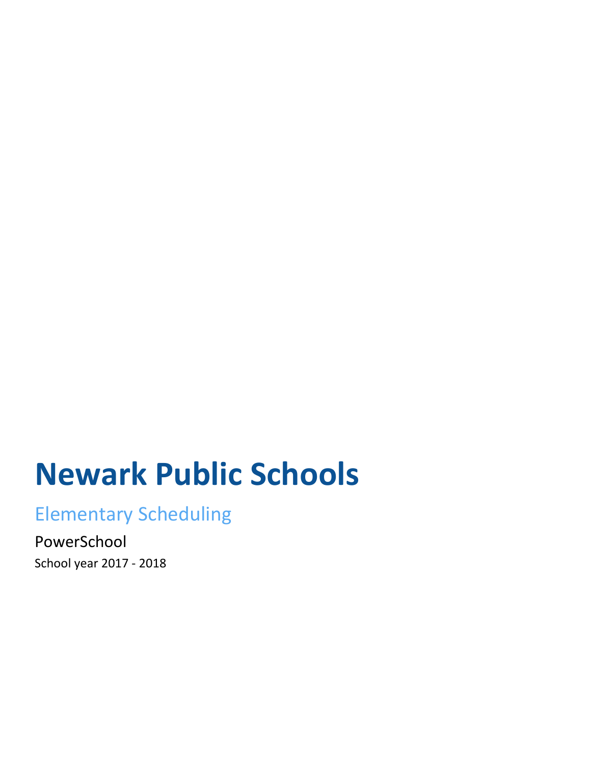# Newark Public Schools

## Elementary Scheduling

PowerSchool

School year 2017 - 2018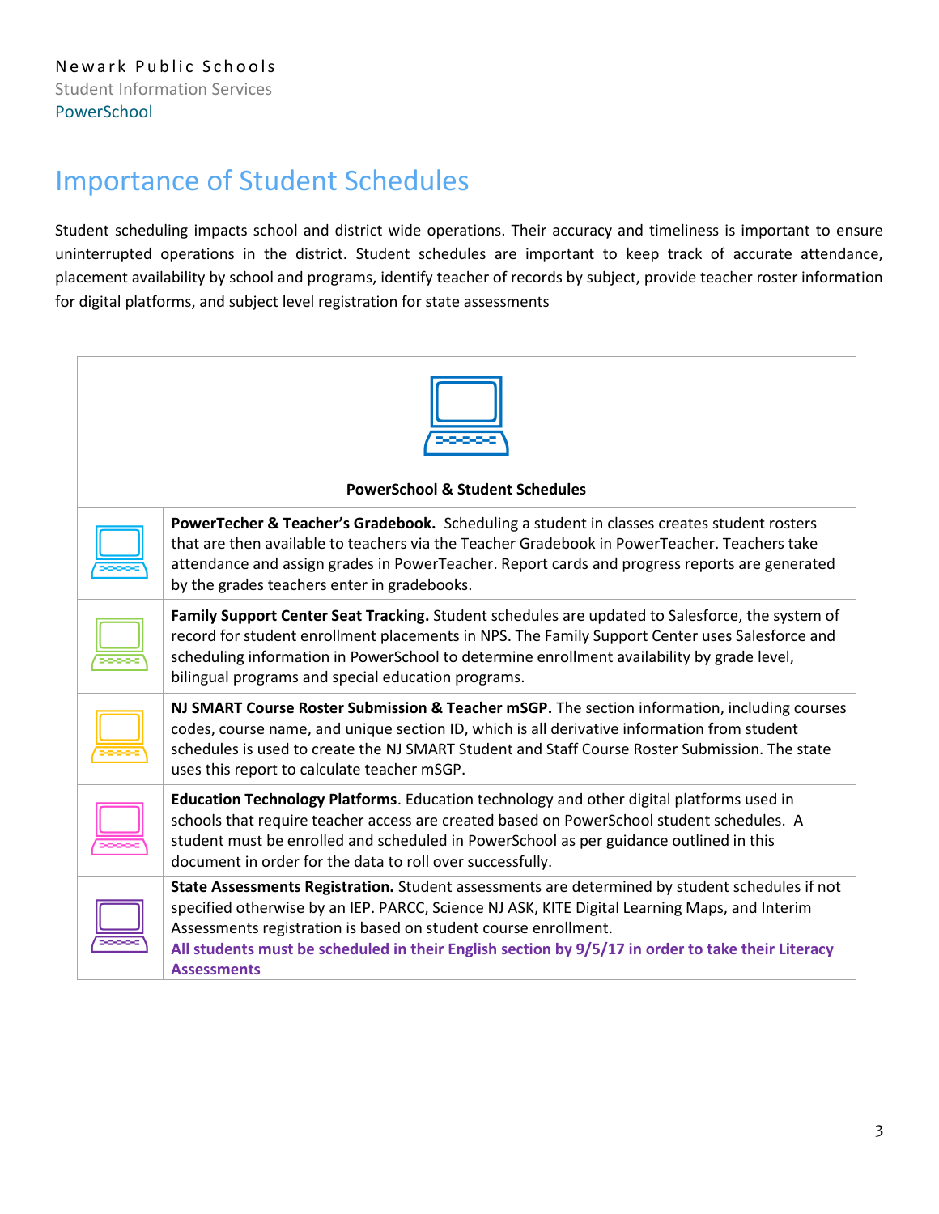Newark Public Schools
Student Information Services
PowerSchool

# Importance of Student Schedules

Student scheduling impacts school and district wide operations. Their accuracy and timeliness is important to ensure uninterrupted operations in the district. Student schedules are important to keep track of accurate attendance, placement availability by school and programs, identify teacher of records by subject, provide teacher roster information for digital platforms, and subject level registration for state assessments

| | **PowerSchool & Student Schedules** |
|---|---|
| | **PowerTecher & Teacher's Gradebook.** Scheduling a student in classes creates student rosters that are then available to teachers via the Teacher Gradebook in PowerTeacher. Teachers take attendance and assign grades in PowerTeacher. Report cards and progress reports are generated by the grades teachers enter in gradebooks. |
| | **Family Support Center Seat Tracking.** Student schedules are updated to Salesforce, the system of record for student enrollment placements in NPS. The Family Support Center uses Salesforce and scheduling information in PowerSchool to determine enrollment availability by grade level, bilingual programs and special education programs. |
| | **NJ SMART Course Roster Submission & Teacher mSGP.** The section information, including courses codes, course name, and unique section ID, which is all derivative information from student schedules is used to create the NJ SMART Student and Staff Course Roster Submission. The state uses this report to calculate teacher mSGP. |
| | **Education Technology Platforms**. Education technology and other digital platforms used in schools that require teacher access are created based on PowerSchool student schedules. A student must be enrolled and scheduled in PowerSchool as per guidance outlined in this document in order for the data to roll over successfully. |
| | **State Assessments Registration.** Student assessments are determined by student schedules if not specified otherwise by an IEP. PARCC, Science NJ ASK, KITE Digital Learning Maps, and Interim Assessments registration is based on student course enrollment. **All students must be scheduled in their English section by 9/5/17 in order to take their Literacy Assessments** |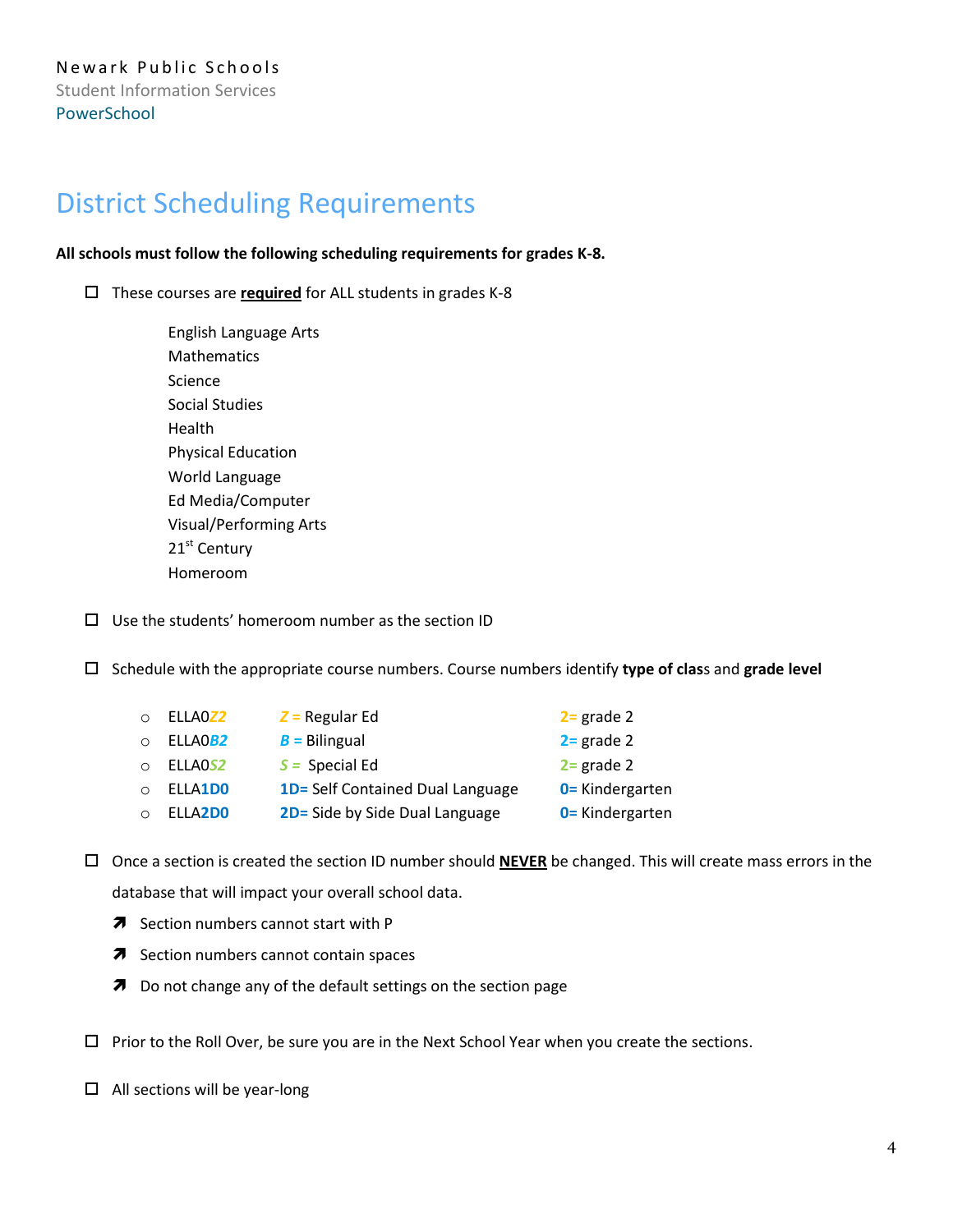Newark Public Schools
Student Information Services
PowerSchool

# District Scheduling Requirements

**All schools must follow the following scheduling requirements for grades K-8.**

- ☐ These courses are **required** for ALL students in grades K-8

  English Language Arts
  Mathematics
  Science
  Social Studies
  Health
  Physical Education
  World Language
  Ed Media/Computer
  Visual/Performing Arts
  21st Century
  Homeroom

- ☐ Use the students' homeroom number as the section ID

- ☐ Schedule with the appropriate course numbers. Course numbers identify **type of clas**s and **grade level**

  - ELLA0*Z2* — *Z* = Regular Ed — 2= grade 2
  - ELLA0*B2* — *B* = Bilingual — 2= grade 2
  - ELLA0*S2* — *S* = Special Ed — 2= grade 2
  - ELLA**1D0** — **1D=** Self Contained Dual Language — **0=** Kindergarten
  - ELLA**2D0** — **2D=** Side by Side Dual Language — **0=** Kindergarten

- ☐ Once a section is created the section ID number should **NEVER** be changed. This will create mass errors in the database that will impact your overall school data.
  - Section numbers cannot start with P
  - Section numbers cannot contain spaces
  - Do not change any of the default settings on the section page

- ☐ Prior to the Roll Over, be sure you are in the Next School Year when you create the sections.

- ☐ All sections will be year-long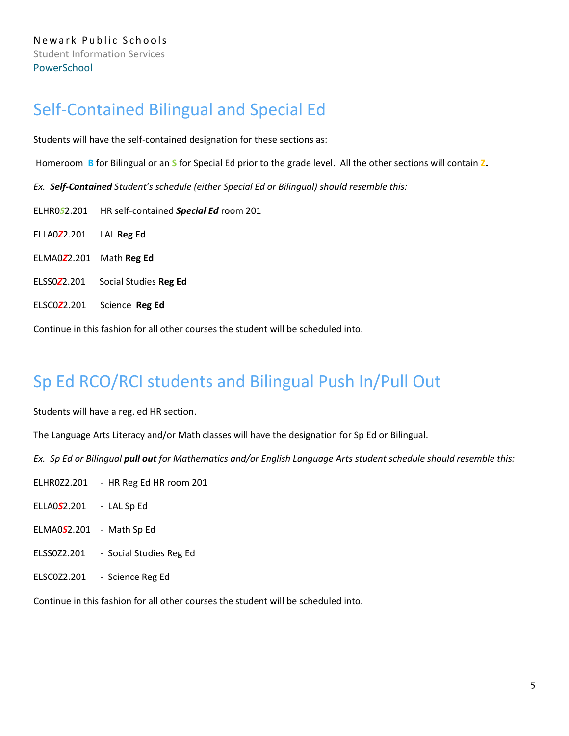Newark Public Schools
Student Information Services
PowerSchool

# Self-Contained Bilingual and Special Ed

Students will have the self-contained designation for these sections as:

Homeroom **B** for Bilingual or an **S** for Special Ed prior to the grade level. All the other sections will contain **Z.**

*Ex.* ***Self-Contained*** *Student's schedule (either Special Ed or Bilingual) should resemble this:*

ELHR0***S***2.201 HR self-contained ***Special Ed*** room 201

ELLA0***Z***2.201 LAL **Reg Ed**

ELMA0***Z***2.201 Math **Reg Ed**

ELSS0***Z***2.201 Social Studies **Reg Ed**

ELSC0***Z***2.201 Science **Reg Ed**

Continue in this fashion for all other courses the student will be scheduled into.

# Sp Ed RCO/RCI students and Bilingual Push In/Pull Out

Students will have a reg. ed HR section.

The Language Arts Literacy and/or Math classes will have the designation for Sp Ed or Bilingual.

*Ex. Sp Ed or Bilingual* ***pull out*** *for Mathematics and/or English Language Arts student schedule should resemble this:*

ELHR0Z2.201 - HR Reg Ed HR room 201

ELLA0***S***2.201 - LAL Sp Ed

ELMA0***S***2.201 - Math Sp Ed

ELSS0Z2.201 - Social Studies Reg Ed

ELSC0Z2.201 - Science Reg Ed

Continue in this fashion for all other courses the student will be scheduled into.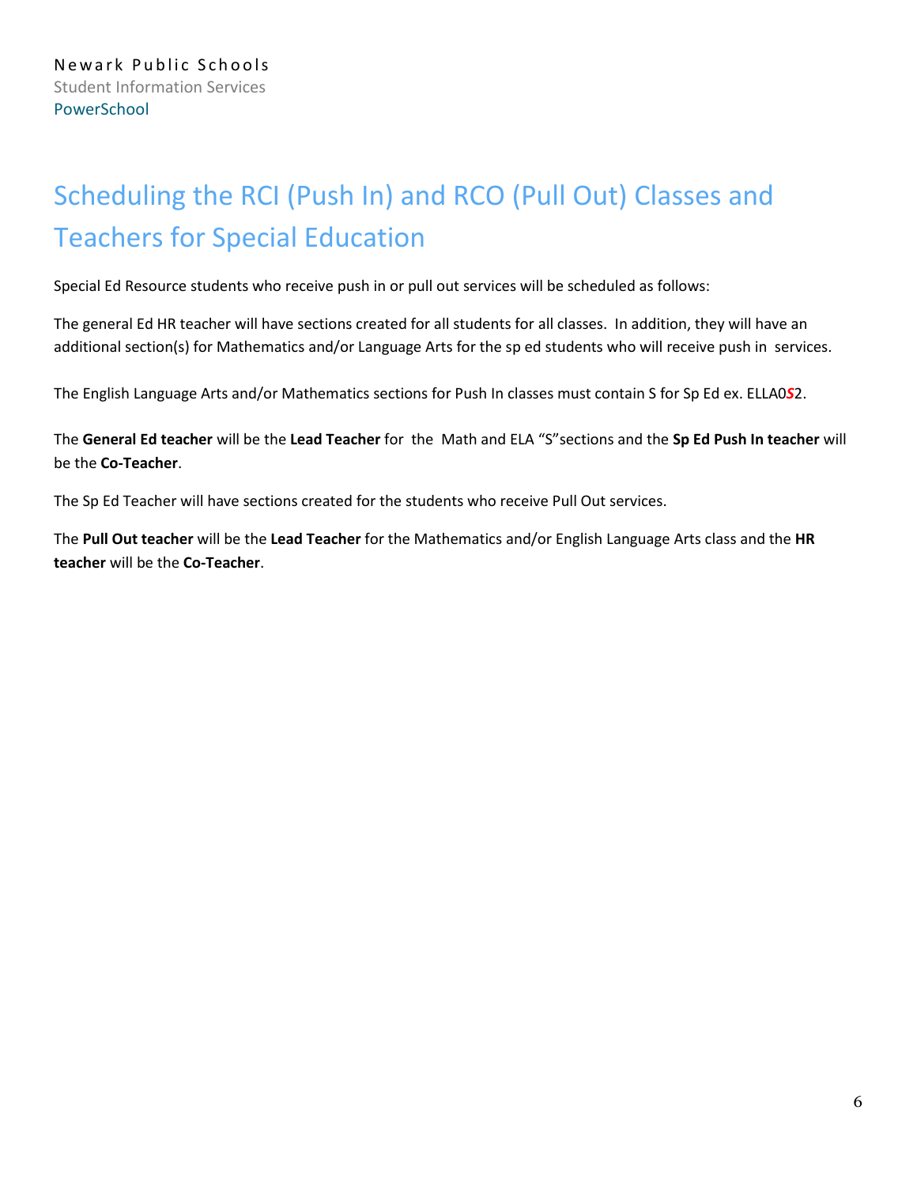# Scheduling the RCI (Push In) and RCO (Pull Out) Classes and Teachers for Special Education

Special Ed Resource students who receive push in or pull out services will be scheduled as follows:

The general Ed HR teacher will have sections created for all students for all classes. In addition, they will have an additional section(s) for Mathematics and/or Language Arts for the sp ed students who will receive push in services.

The English Language Arts and/or Mathematics sections for Push In classes must contain S for Sp Ed ex. ELLA0***S***2.

The **General Ed teacher** will be the **Lead Teacher** for the Math and ELA "S"sections and the **Sp Ed Push In teacher** will be the **Co-Teacher**.

The Sp Ed Teacher will have sections created for the students who receive Pull Out services.

The **Pull Out teacher** will be the **Lead Teacher** for the Mathematics and/or English Language Arts class and the **HR teacher** will be the **Co-Teacher**.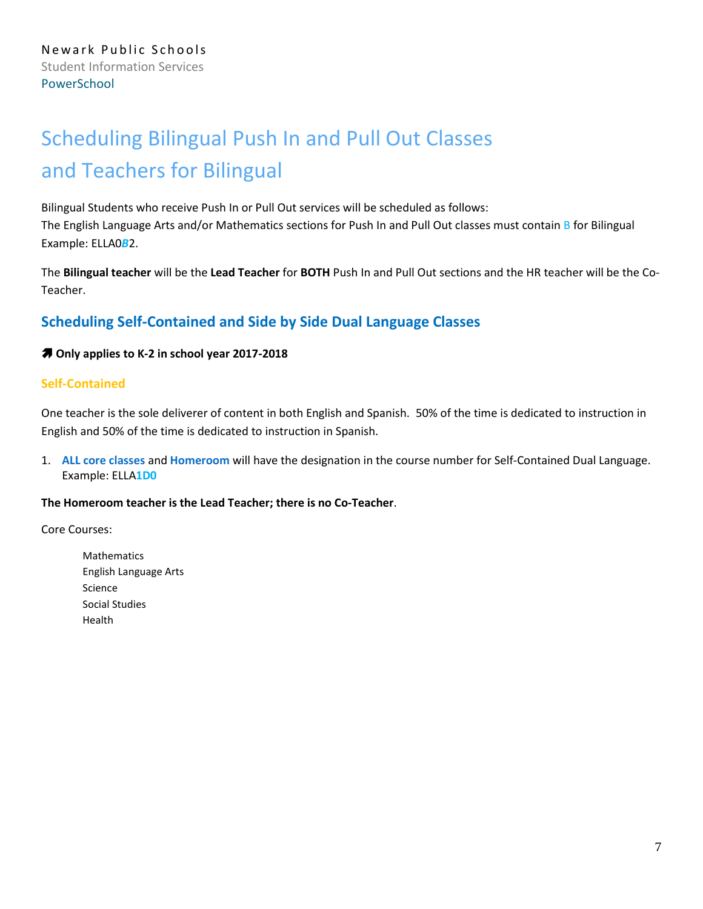Newark Public Schools
Student Information Services
PowerSchool

# Scheduling Bilingual Push In and Pull Out Classes and Teachers for Bilingual

Bilingual Students who receive Push In or Pull Out services will be scheduled as follows:
The English Language Arts and/or Mathematics sections for Push In and Pull Out classes must contain B for Bilingual Example: ELLA0***B***2.

The **Bilingual teacher** will be the **Lead Teacher** for **BOTH** Push In and Pull Out sections and the HR teacher will be the Co-Teacher.

## Scheduling Self-Contained and Side by Side Dual Language Classes

**➚ Only applies to K-2 in school year 2017-2018**

### Self-Contained

One teacher is the sole deliverer of content in both English and Spanish. 50% of the time is dedicated to instruction in English and 50% of the time is dedicated to instruction in Spanish.

1. **ALL core classes** and **Homeroom** will have the designation in the course number for Self-Contained Dual Language. Example: ELLA**1D0**

**The Homeroom teacher is the Lead Teacher; there is no Co-Teacher**.

Core Courses:

- Mathematics
- English Language Arts
- Science
- Social Studies
- Health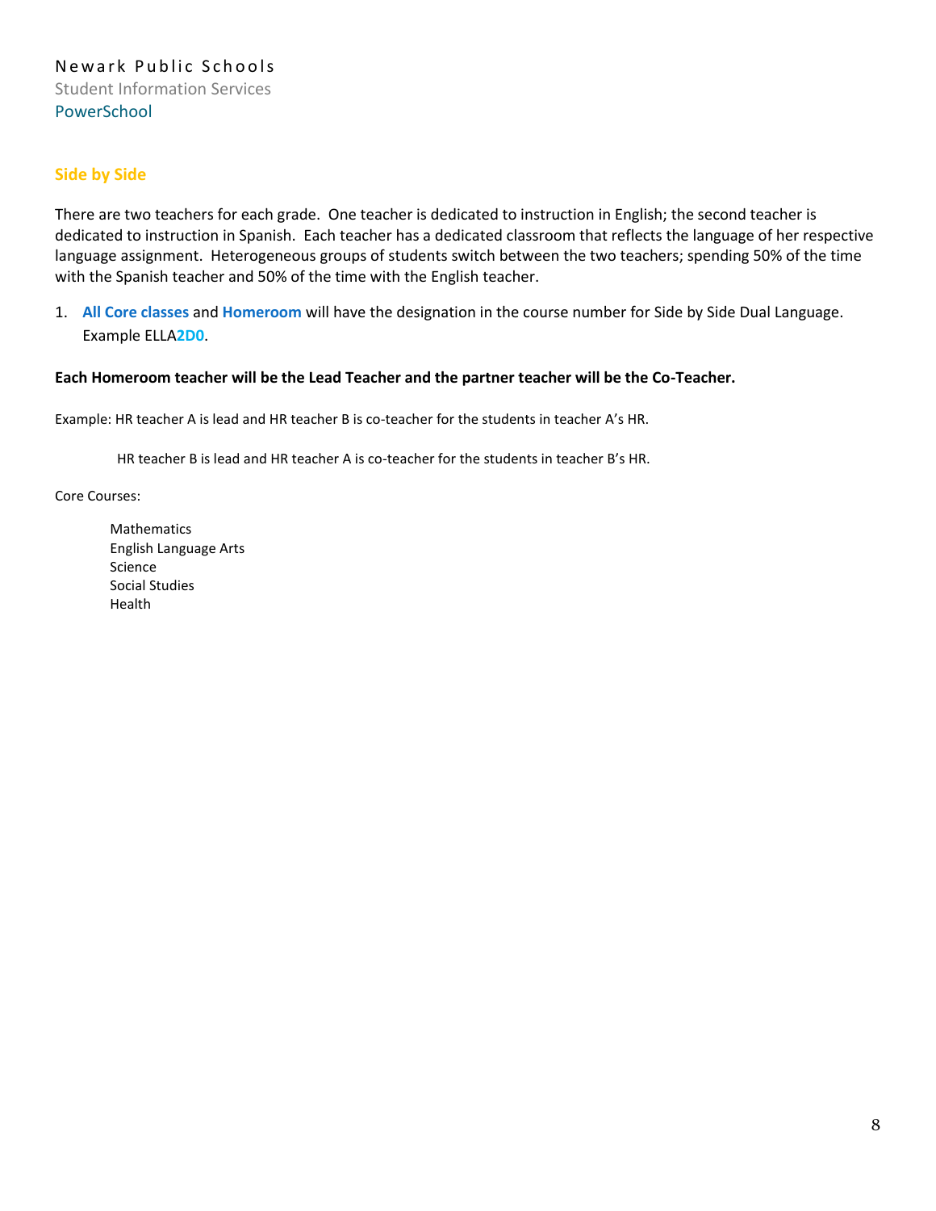## Side by Side

There are two teachers for each grade. One teacher is dedicated to instruction in English; the second teacher is dedicated to instruction in Spanish. Each teacher has a dedicated classroom that reflects the language of her respective language assignment. Heterogeneous groups of students switch between the two teachers; spending 50% of the time with the Spanish teacher and 50% of the time with the English teacher.

1. **All Core classes** and **Homeroom** will have the designation in the course number for Side by Side Dual Language. Example ELLA**2D0**.

**Each Homeroom teacher will be the Lead Teacher and the partner teacher will be the Co-Teacher.**

Example: HR teacher A is lead and HR teacher B is co-teacher for the students in teacher A's HR.

HR teacher B is lead and HR teacher A is co-teacher for the students in teacher B's HR.

Core Courses:

- Mathematics
- English Language Arts
- Science
- Social Studies
- Health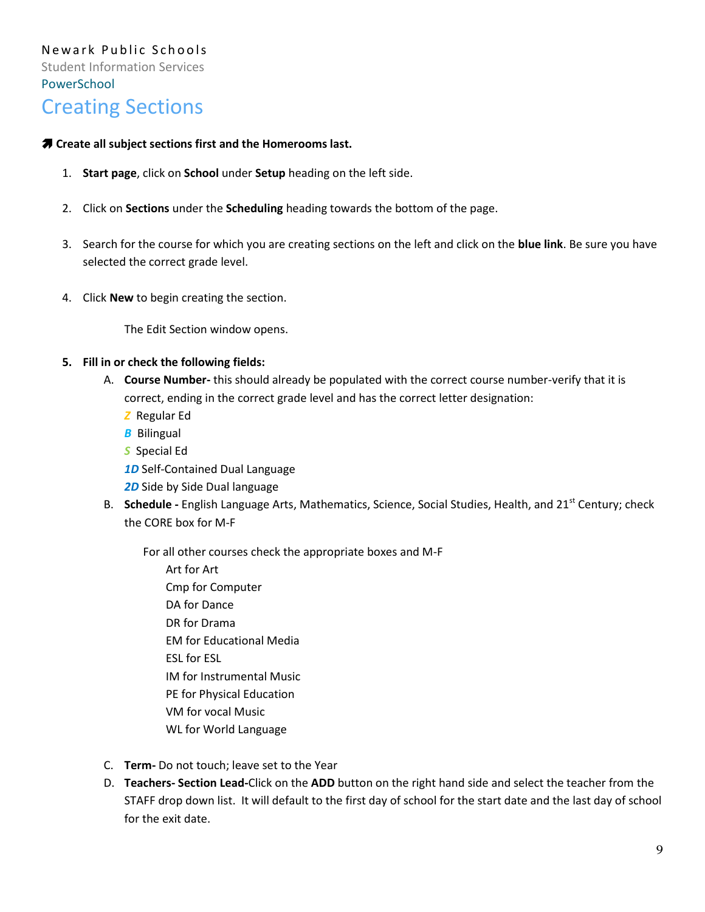Newark Public Schools

Student Information Services

PowerSchool

# Creating Sections

**Create all subject sections first and the Homerooms last.**

1. **Start page**, click on **School** under **Setup** heading on the left side.

2. Click on **Sections** under the **Scheduling** heading towards the bottom of the page.

3. Search for the course for which you are creating sections on the left and click on the **blue link**. Be sure you have selected the correct grade level.

4. Click **New** to begin creating the section.

   The Edit Section window opens.

5. **Fill in or check the following fields:**
   A. **Course Number-** this should already be populated with the correct course number-verify that it is correct, ending in the correct grade level and has the correct letter designation:
      *Z* Regular Ed
      *B* Bilingual
      *S* Special Ed
      ***1D*** Self-Contained Dual Language
      ***2D*** Side by Side Dual language
   B. **Schedule -** English Language Arts, Mathematics, Science, Social Studies, Health, and 21st Century; check the CORE box for M-F

      For all other courses check the appropriate boxes and M-F
      - Art for Art
      - Cmp for Computer
      - DA for Dance
      - DR for Drama
      - EM for Educational Media
      - ESL for ESL
      - IM for Instrumental Music
      - PE for Physical Education
      - VM for vocal Music
      - WL for World Language

   C. **Term-** Do not touch; leave set to the Year
   D. **Teachers- Section Lead-**Click on the **ADD** button on the right hand side and select the teacher from the STAFF drop down list. It will default to the first day of school for the start date and the last day of school for the exit date.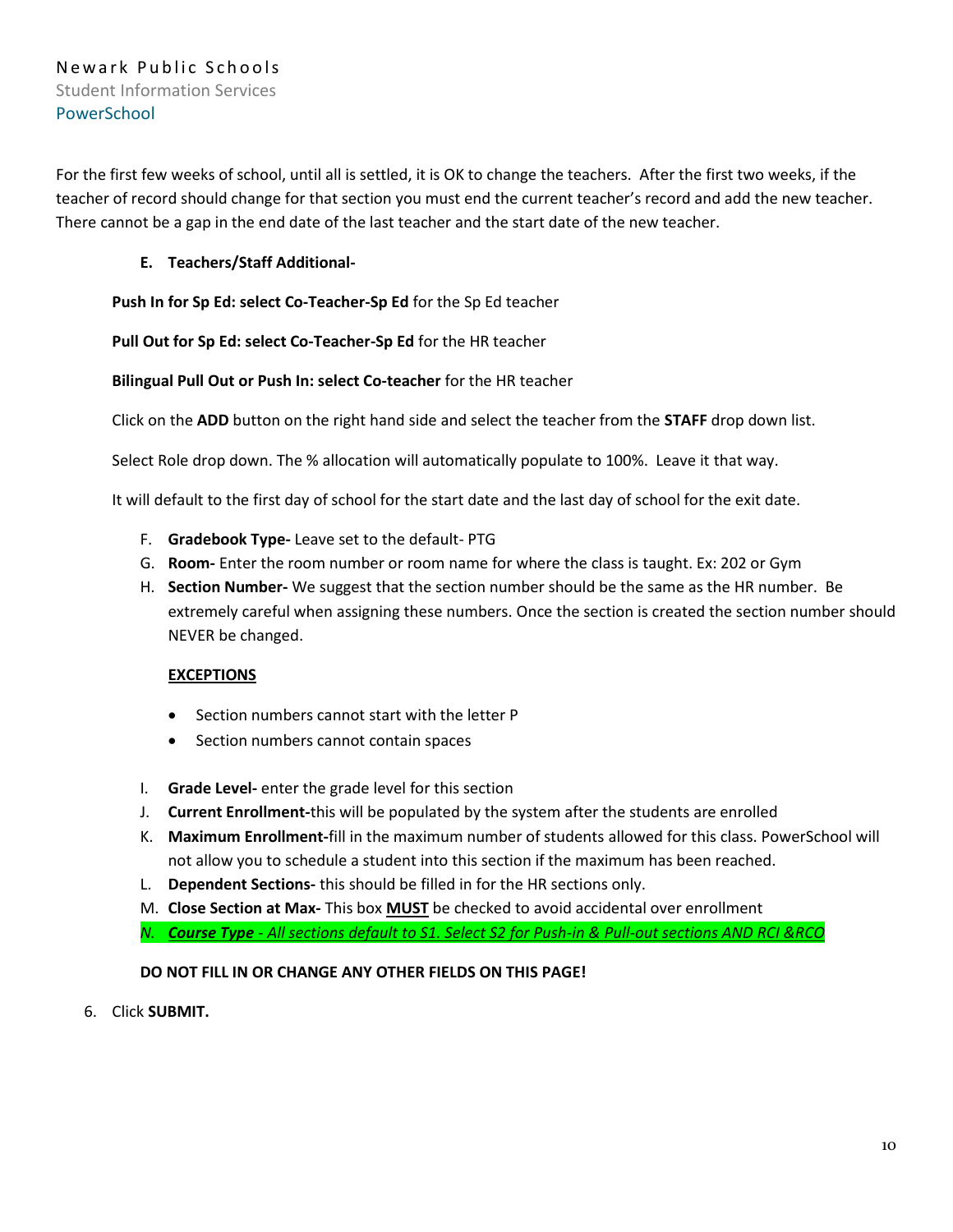For the first few weeks of school, until all is settled, it is OK to change the teachers. After the first two weeks, if the teacher of record should change for that section you must end the current teacher's record and add the new teacher. There cannot be a gap in the end date of the last teacher and the start date of the new teacher.

**E. Teachers/Staff Additional-**

**Push In for Sp Ed: select Co-Teacher-Sp Ed** for the Sp Ed teacher

**Pull Out for Sp Ed: select Co-Teacher-Sp Ed** for the HR teacher

**Bilingual Pull Out or Push In: select Co-teacher** for the HR teacher

Click on the **ADD** button on the right hand side and select the teacher from the **STAFF** drop down list.

Select Role drop down. The % allocation will automatically populate to 100%. Leave it that way.

It will default to the first day of school for the start date and the last day of school for the exit date.

F. **Gradebook Type-** Leave set to the default- PTG
G. **Room-** Enter the room number or room name for where the class is taught. Ex: 202 or Gym
H. **Section Number-** We suggest that the section number should be the same as the HR number. Be extremely careful when assigning these numbers. Once the section is created the section number should NEVER be changed.

   **<u>EXCEPTIONS</u>**

   - Section numbers cannot start with the letter P
   - Section numbers cannot contain spaces

I. **Grade Level-** enter the grade level for this section
J. **Current Enrollment-**this will be populated by the system after the students are enrolled
K. **Maximum Enrollment-**fill in the maximum number of students allowed for this class. PowerSchool will not allow you to schedule a student into this section if the maximum has been reached.
L. **Dependent Sections-** this should be filled in for the HR sections only.
M. **Close Section at Max-** This box **<u>MUST</u>** be checked to avoid accidental over enrollment
N. ***<u>Course Type</u>*** *- All sections default to S1. Select S2 for Push-in & Pull-out sections AND RCI &RCO*

**DO NOT FILL IN OR CHANGE ANY OTHER FIELDS ON THIS PAGE!**

6. Click **SUBMIT.**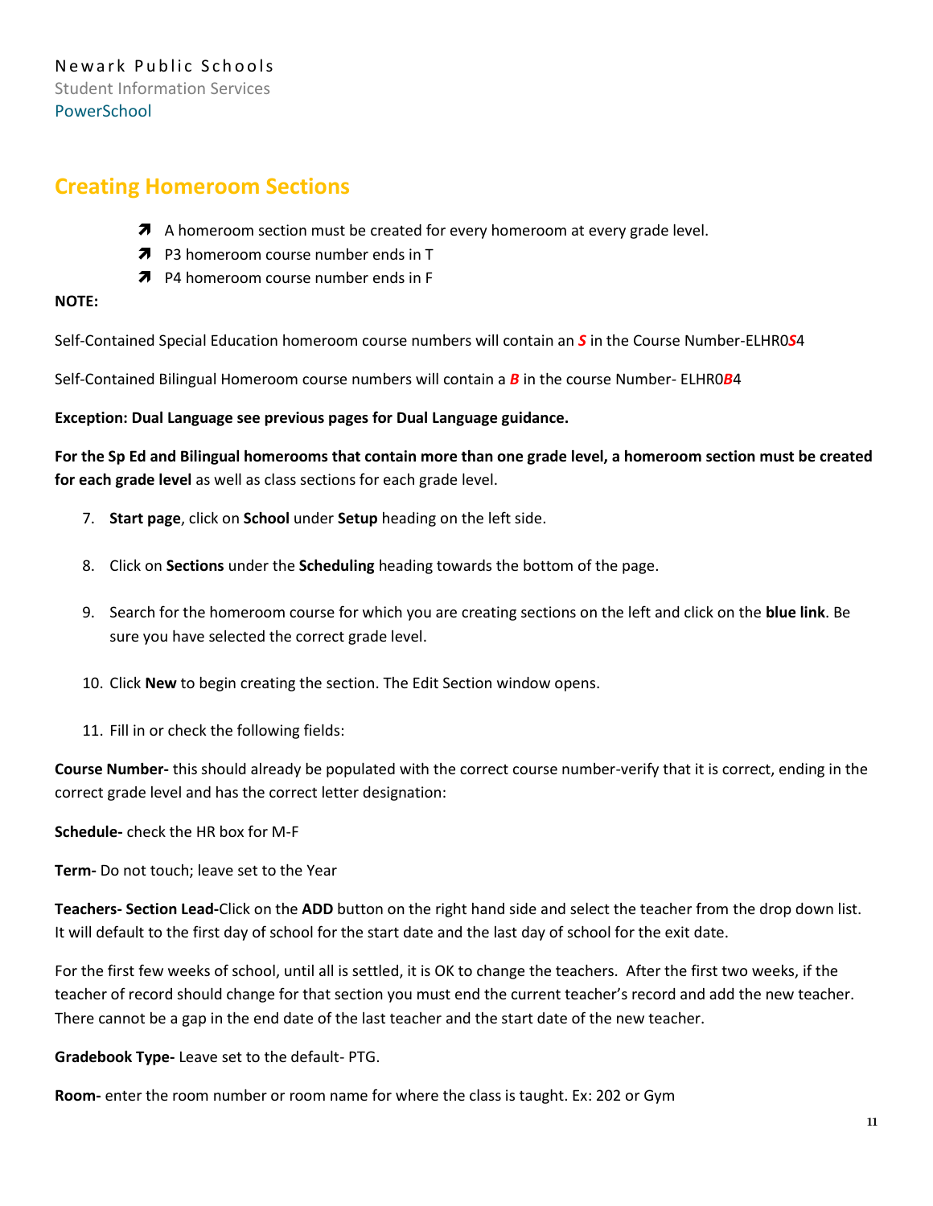Newark Public Schools
Student Information Services
PowerSchool

## Creating Homeroom Sections

- A homeroom section must be created for every homeroom at every grade level.
- P3 homeroom course number ends in T
- P4 homeroom course number ends in F

**NOTE:**

Self-Contained Special Education homeroom course numbers will contain an ***S*** in the Course Number-ELHR0***S***4

Self-Contained Bilingual Homeroom course numbers will contain a ***B*** in the course Number- ELHR0***B***4

**Exception: Dual Language see previous pages for Dual Language guidance.**

**For the Sp Ed and Bilingual homerooms that contain more than one grade level, a homeroom section must be created for each grade level** as well as class sections for each grade level.

7. **Start page**, click on **School** under **Setup** heading on the left side.

8. Click on **Sections** under the **Scheduling** heading towards the bottom of the page.

9. Search for the homeroom course for which you are creating sections on the left and click on the **blue link**. Be sure you have selected the correct grade level.

10. Click **New** to begin creating the section. The Edit Section window opens.

11. Fill in or check the following fields:

**Course Number-** this should already be populated with the correct course number-verify that it is correct, ending in the correct grade level and has the correct letter designation:

**Schedule-** check the HR box for M-F

**Term-** Do not touch; leave set to the Year

**Teachers- Section Lead-**Click on the **ADD** button on the right hand side and select the teacher from the drop down list. It will default to the first day of school for the start date and the last day of school for the exit date.

For the first few weeks of school, until all is settled, it is OK to change the teachers. After the first two weeks, if the teacher of record should change for that section you must end the current teacher's record and add the new teacher. There cannot be a gap in the end date of the last teacher and the start date of the new teacher.

**Gradebook Type-** Leave set to the default- PTG.

**Room-** enter the room number or room name for where the class is taught. Ex: 202 or Gym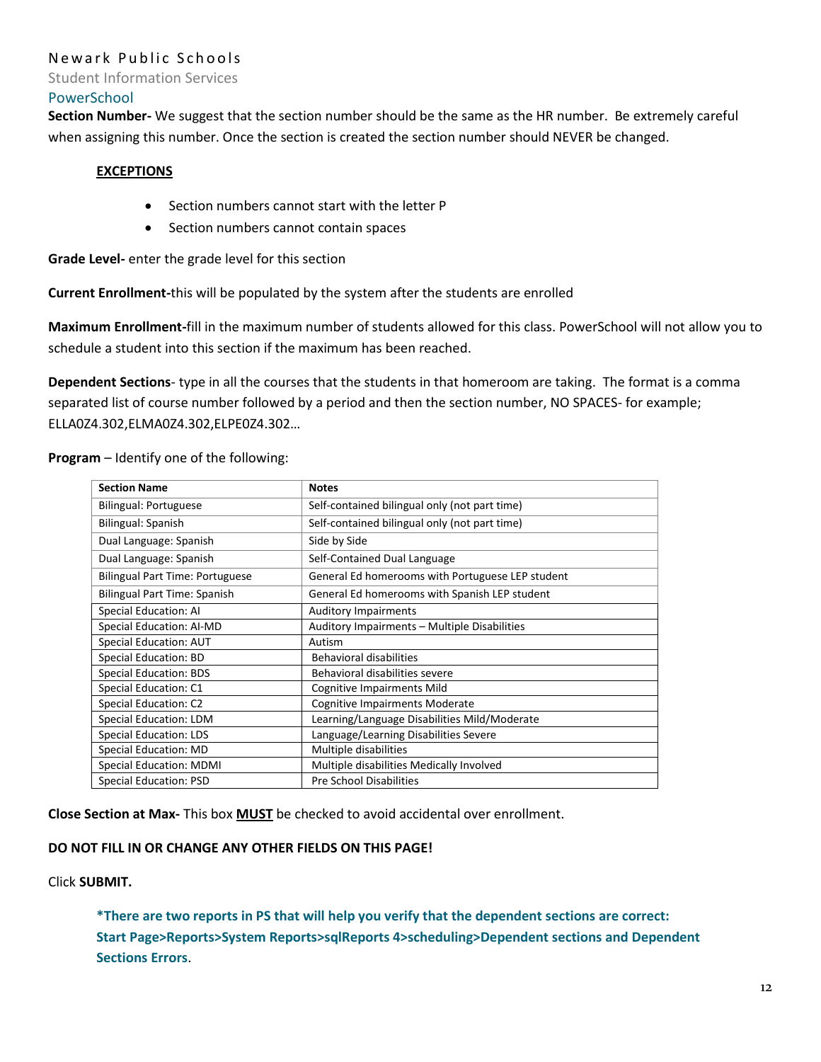**Section Number-** We suggest that the section number should be the same as the HR number. Be extremely careful when assigning this number. Once the section is created the section number should NEVER be changed.

**EXCEPTIONS**

- Section numbers cannot start with the letter P
- Section numbers cannot contain spaces

**Grade Level-** enter the grade level for this section

**Current Enrollment-**this will be populated by the system after the students are enrolled

**Maximum Enrollment-**fill in the maximum number of students allowed for this class. PowerSchool will not allow you to schedule a student into this section if the maximum has been reached.

**Dependent Sections**- type in all the courses that the students in that homeroom are taking. The format is a comma separated list of course number followed by a period and then the section number, NO SPACES- for example; ELLA0Z4.302,ELMA0Z4.302,ELPE0Z4.302…

**Program** – Identify one of the following:

| Section Name | Notes |
|---|---|
| Bilingual: Portuguese | Self-contained bilingual only (not part time) |
| Bilingual: Spanish | Self-contained bilingual only (not part time) |
| Dual Language: Spanish | Side by Side |
| Dual Language: Spanish | Self-Contained Dual Language |
| Bilingual Part Time: Portuguese | General Ed homerooms with Portuguese LEP student |
| Bilingual Part Time: Spanish | General Ed homerooms with Spanish LEP student |
| Special Education: AI | Auditory Impairments |
| Special Education: AI-MD | Auditory Impairments – Multiple Disabilities |
| Special Education: AUT | Autism |
| Special Education: BD | Behavioral disabilities |
| Special Education: BDS | Behavioral disabilities severe |
| Special Education: C1 | Cognitive Impairments Mild |
| Special Education: C2 | Cognitive Impairments Moderate |
| Special Education: LDM | Learning/Language Disabilities Mild/Moderate |
| Special Education: LDS | Language/Learning Disabilities Severe |
| Special Education: MD | Multiple disabilities |
| Special Education: MDMI | Multiple disabilities Medically Involved |
| Special Education: PSD | Pre School Disabilities |

**Close Section at Max-** This box **MUST** be checked to avoid accidental over enrollment.

**DO NOT FILL IN OR CHANGE ANY OTHER FIELDS ON THIS PAGE!**

Click **SUBMIT.**

***There are two reports in PS that will help you verify that the dependent sections are correct: Start Page>Reports>System Reports>sqlReports 4>scheduling>Dependent sections and Dependent Sections Errors**.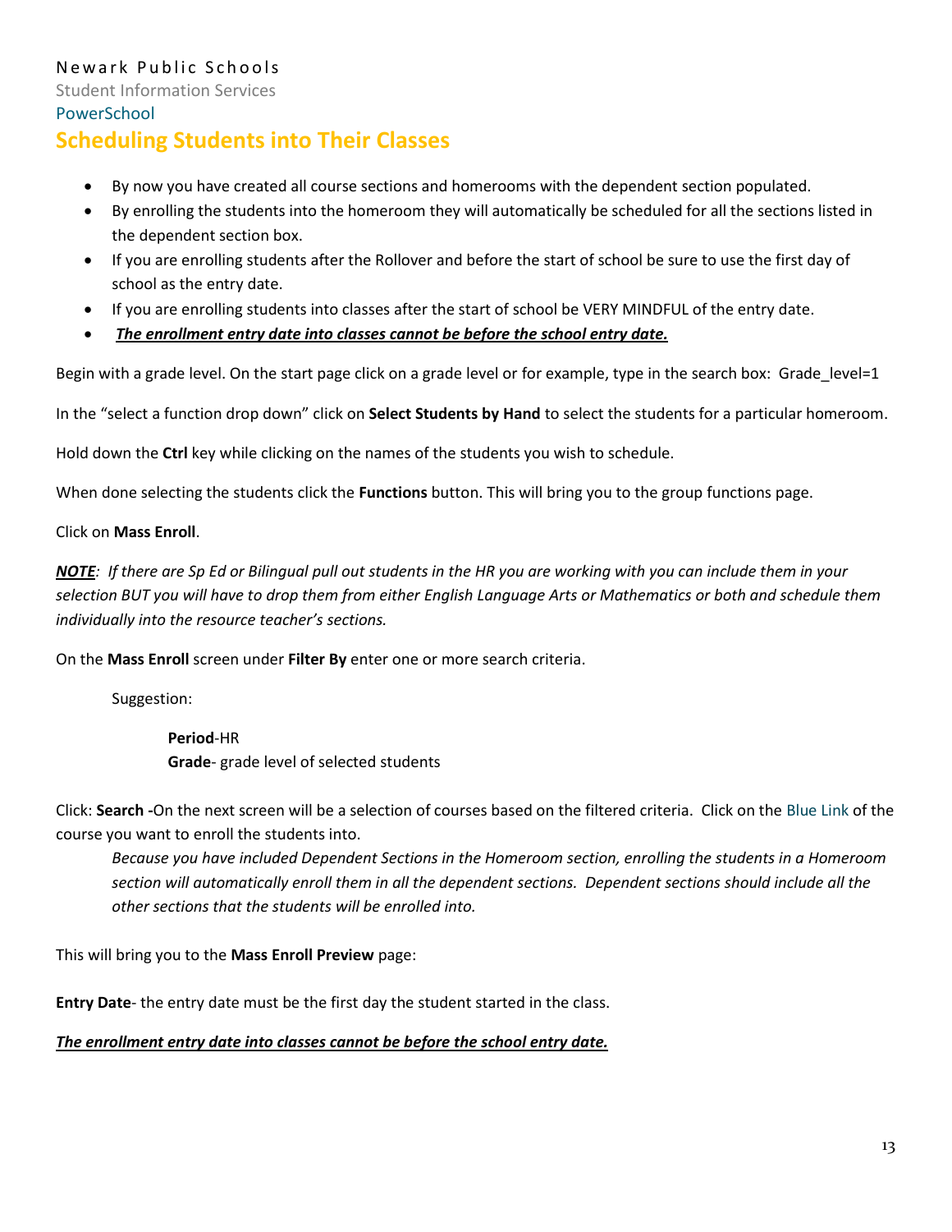Newark Public Schools

Student Information Services

PowerSchool

## Scheduling Students into Their Classes

- By now you have created all course sections and homerooms with the dependent section populated.
- By enrolling the students into the homeroom they will automatically be scheduled for all the sections listed in the dependent section box.
- If you are enrolling students after the Rollover and before the start of school be sure to use the first day of school as the entry date.
- If you are enrolling students into classes after the start of school be VERY MINDFUL of the entry date.
- ***<u>The enrollment entry date into classes cannot be before the school entry date.</u>***

Begin with a grade level. On the start page click on a grade level or for example, type in the search box: Grade_level=1

In the "select a function drop down" click on **Select Students by Hand** to select the students for a particular homeroom.

Hold down the **Ctrl** key while clicking on the names of the students you wish to schedule.

When done selecting the students click the **Functions** button. This will bring you to the group functions page.

Click on **Mass Enroll**.

***<u>NOTE</u>****: If there are Sp Ed or Bilingual pull out students in the HR you are working with you can include them in your selection BUT you will have to drop them from either English Language Arts or Mathematics or both and schedule them individually into the resource teacher's sections.*

On the **Mass Enroll** screen under **Filter By** enter one or more search criteria.

Suggestion:

**Period**-HR
**Grade**- grade level of selected students

Click: **Search -**On the next screen will be a selection of courses based on the filtered criteria. Click on the Blue Link of the course you want to enroll the students into.

*Because you have included Dependent Sections in the Homeroom section, enrolling the students in a Homeroom section will automatically enroll them in all the dependent sections. Dependent sections should include all the other sections that the students will be enrolled into.*

This will bring you to the **Mass Enroll Preview** page:

**Entry Date**- the entry date must be the first day the student started in the class.

***<u>The enrollment entry date into classes cannot be before the school entry date.</u>***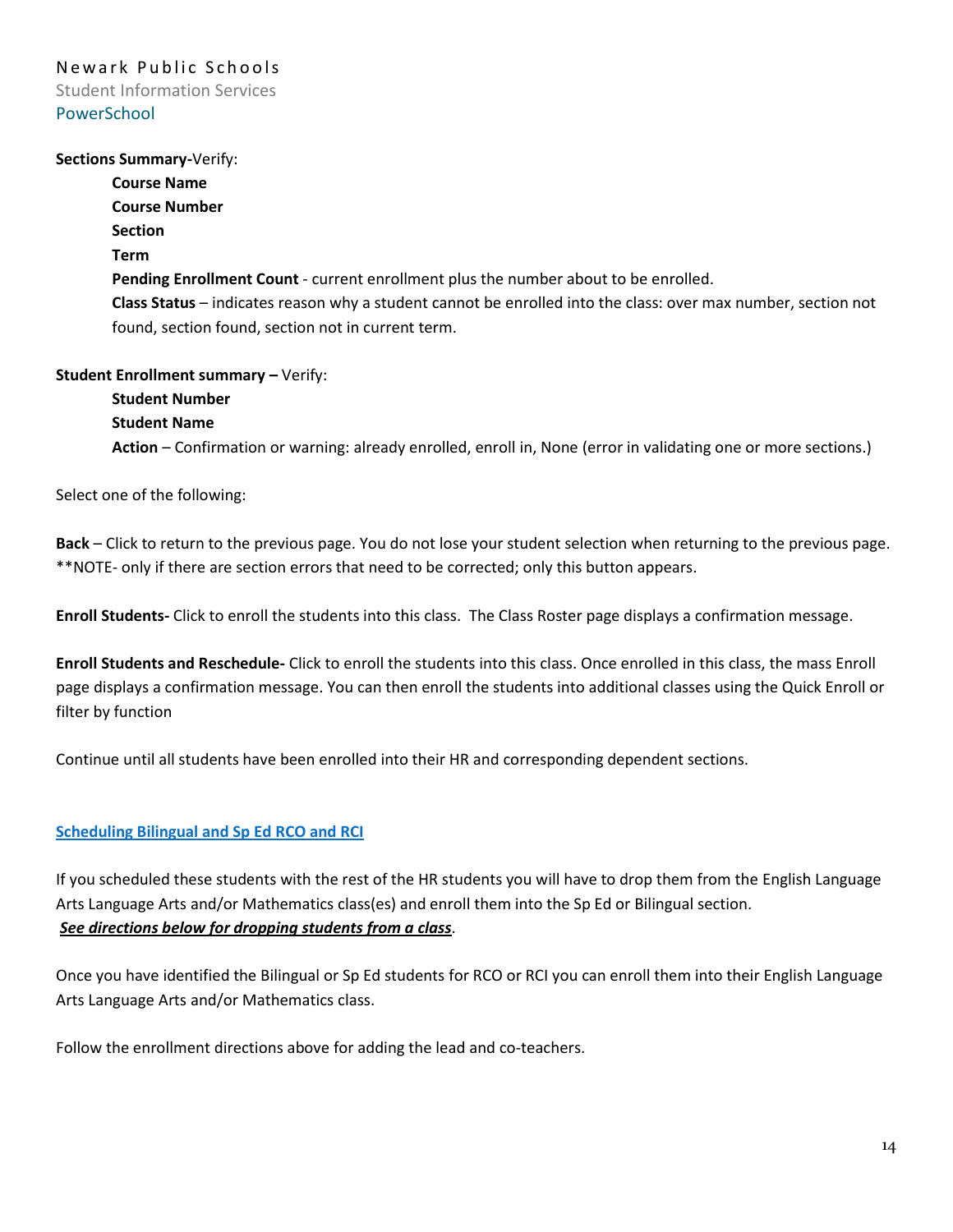**Sections Summary-**Verify:

> **Course Name**
> **Course Number**
> **Section**
> **Term**
> **Pending Enrollment Count** - current enrollment plus the number about to be enrolled.
> **Class Status** – indicates reason why a student cannot be enrolled into the class: over max number, section not found, section found, section not in current term.

**Student Enrollment summary –** Verify:

> **Student Number**
> **Student Name**
> **Action** – Confirmation or warning: already enrolled, enroll in, None (error in validating one or more sections.)

Select one of the following:

**Back** – Click to return to the previous page. You do not lose your student selection when returning to the previous page. **NOTE- only if there are section errors that need to be corrected; only this button appears.

**Enroll Students-** Click to enroll the students into this class. The Class Roster page displays a confirmation message.

**Enroll Students and Reschedule-** Click to enroll the students into this class. Once enrolled in this class, the mass Enroll page displays a confirmation message. You can then enroll the students into additional classes using the Quick Enroll or filter by function

Continue until all students have been enrolled into their HR and corresponding dependent sections.

## Scheduling Bilingual and Sp Ed RCO and RCI

If you scheduled these students with the rest of the HR students you will have to drop them from the English Language Arts Language Arts and/or Mathematics class(es) and enroll them into the Sp Ed or Bilingual section.
***See directions below for dropping students from a class***.

Once you have identified the Bilingual or Sp Ed students for RCO or RCI you can enroll them into their English Language Arts Language Arts and/or Mathematics class.

Follow the enrollment directions above for adding the lead and co-teachers.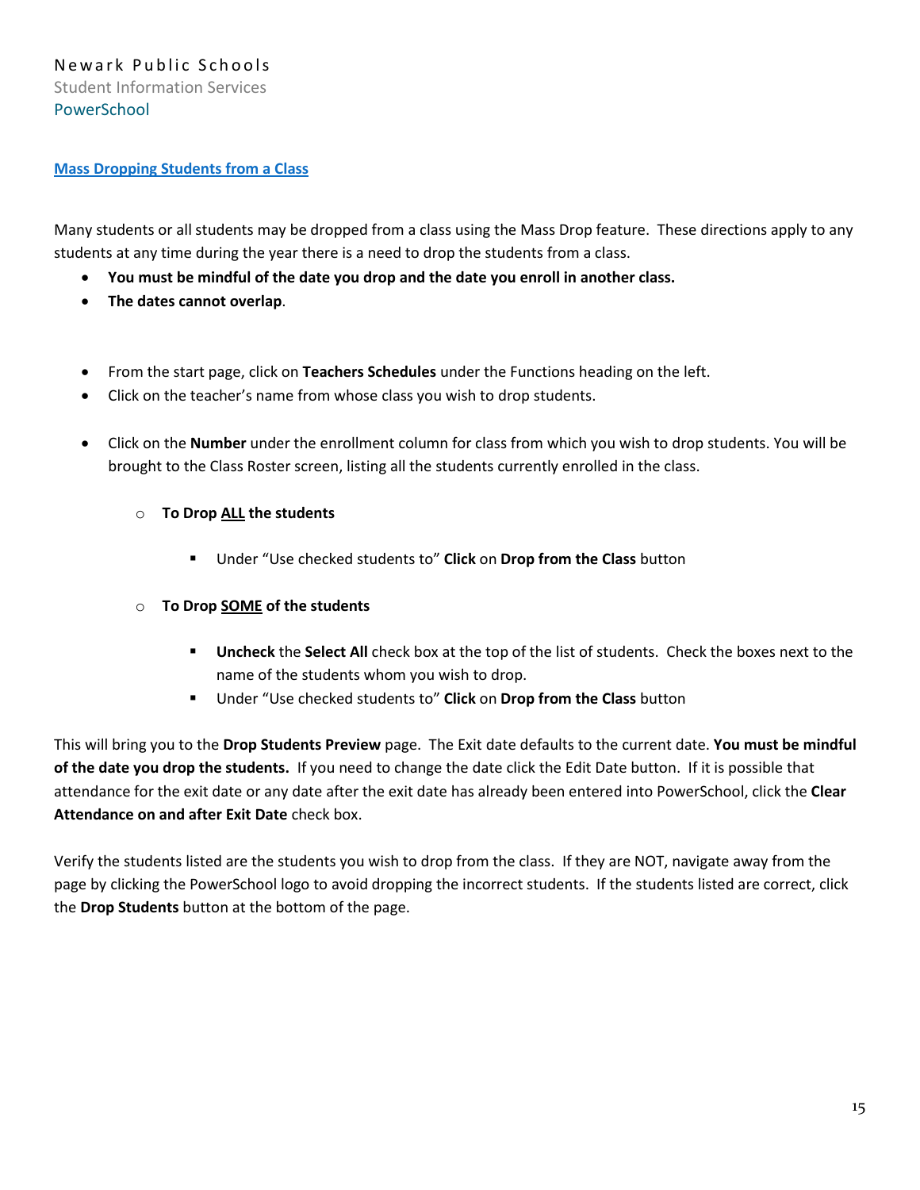Newark Public Schools
Student Information Services
PowerSchool

## Mass Dropping Students from a Class

Many students or all students may be dropped from a class using the Mass Drop feature. These directions apply to any students at any time during the year there is a need to drop the students from a class.

- **You must be mindful of the date you drop and the date you enroll in another class.**
- **The dates cannot overlap**.

- From the start page, click on **Teachers Schedules** under the Functions heading on the left.
- Click on the teacher's name from whose class you wish to drop students.
- Click on the **Number** under the enrollment column for class from which you wish to drop students. You will be brought to the Class Roster screen, listing all the students currently enrolled in the class.
    - **To Drop ALL the students**
        - Under "Use checked students to" **Click** on **Drop from the Class** button
    - **To Drop SOME of the students**
        - **Uncheck** the **Select All** check box at the top of the list of students. Check the boxes next to the name of the students whom you wish to drop.
        - Under "Use checked students to" **Click** on **Drop from the Class** button

This will bring you to the **Drop Students Preview** page. The Exit date defaults to the current date. **You must be mindful of the date you drop the students.** If you need to change the date click the Edit Date button. If it is possible that attendance for the exit date or any date after the exit date has already been entered into PowerSchool, click the **Clear Attendance on and after Exit Date** check box.

Verify the students listed are the students you wish to drop from the class. If they are NOT, navigate away from the page by clicking the PowerSchool logo to avoid dropping the incorrect students. If the students listed are correct, click the **Drop Students** button at the bottom of the page.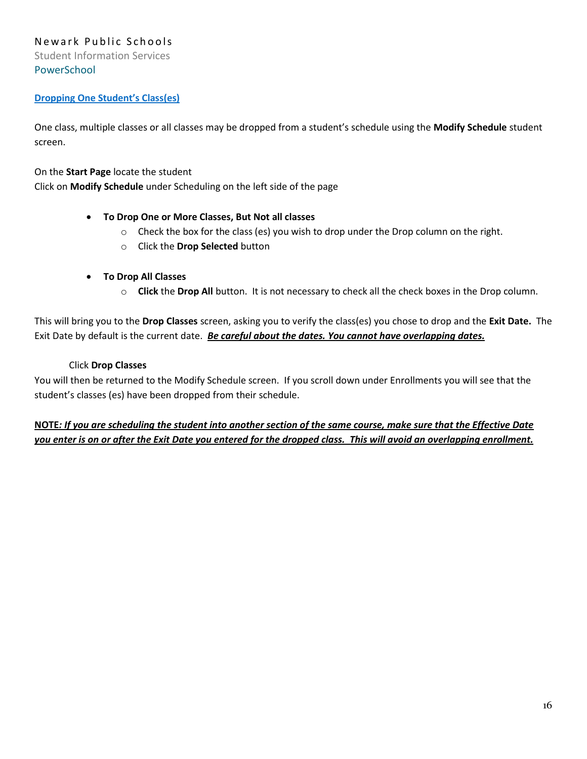Newark Public Schools
Student Information Services
PowerSchool

## Dropping One Student's Class(es)

One class, multiple classes or all classes may be dropped from a student's schedule using the **Modify Schedule** student screen.

On the **Start Page** locate the student
Click on **Modify Schedule** under Scheduling on the left side of the page

- **To Drop One or More Classes, But Not all classes**
  - Check the box for the class (es) you wish to drop under the Drop column on the right.
  - Click the **Drop Selected** button

- **To Drop All Classes**
  - **Click** the **Drop All** button. It is not necessary to check all the check boxes in the Drop column.

This will bring you to the **Drop Classes** screen, asking you to verify the class(es) you chose to drop and the **Exit Date.** The Exit Date by default is the current date. ***Be careful about the dates. You cannot have overlapping dates.***

Click **Drop Classes**

You will then be returned to the Modify Schedule screen. If you scroll down under Enrollments you will see that the student's classes (es) have been dropped from their schedule.

**NOTE*: If you are scheduling the student into another section of the same course, make sure that the Effective Date you enter is on or after the Exit Date you entered for the dropped class. This will avoid an overlapping enrollment.***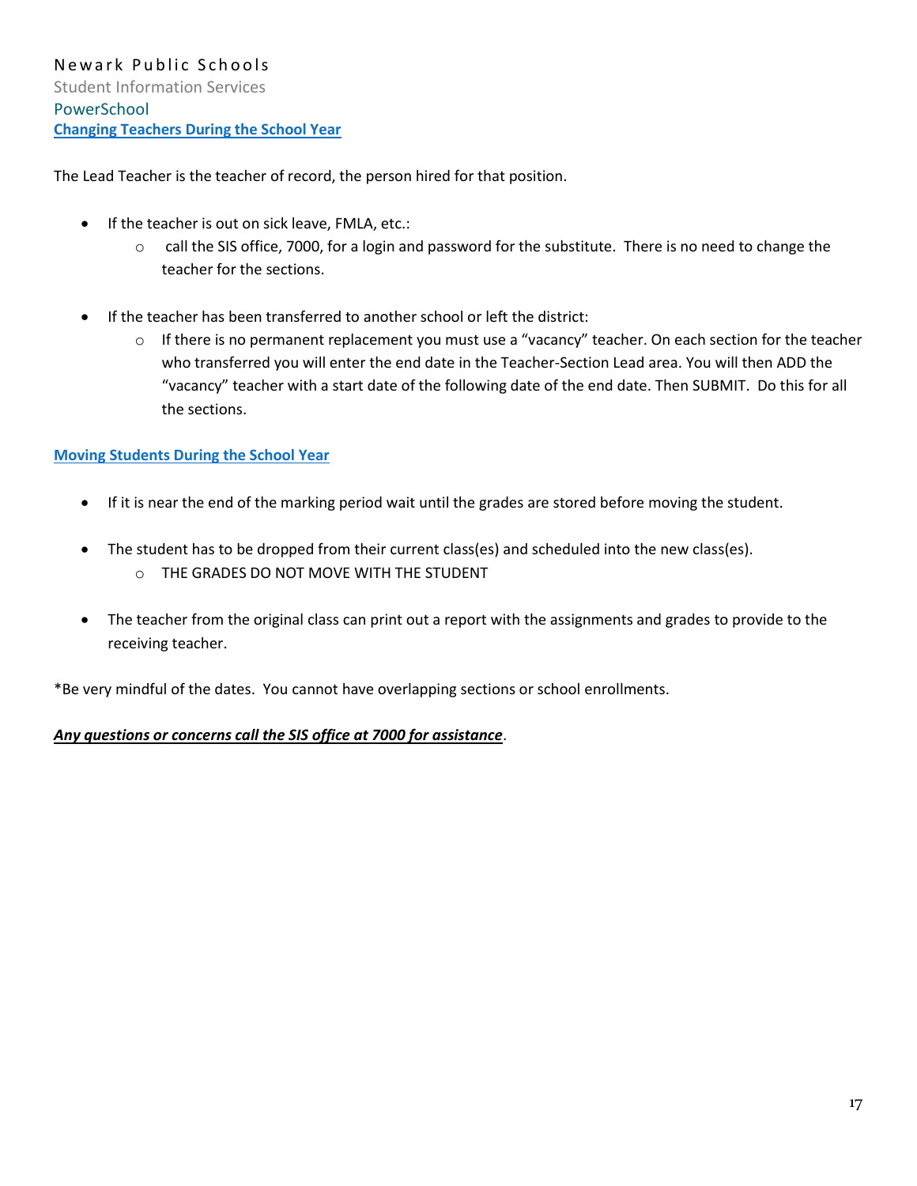Newark Public Schools
Student Information Services
PowerSchool

## Changing Teachers During the School Year

The Lead Teacher is the teacher of record, the person hired for that position.

- If the teacher is out on sick leave, FMLA, etc.:
  - call the SIS office, 7000, for a login and password for the substitute. There is no need to change the teacher for the sections.

- If the teacher has been transferred to another school or left the district:
  - If there is no permanent replacement you must use a "vacancy" teacher. On each section for the teacher who transferred you will enter the end date in the Teacher-Section Lead area. You will then ADD the "vacancy" teacher with a start date of the following date of the end date. Then SUBMIT. Do this for all the sections.

## Moving Students During the School Year

- If it is near the end of the marking period wait until the grades are stored before moving the student.

- The student has to be dropped from their current class(es) and scheduled into the new class(es).
  - THE GRADES DO NOT MOVE WITH THE STUDENT

- The teacher from the original class can print out a report with the assignments and grades to provide to the receiving teacher.

*Be very mindful of the dates. You cannot have overlapping sections or school enrollments.

***Any questions or concerns call the SIS office at 7000 for assistance***.